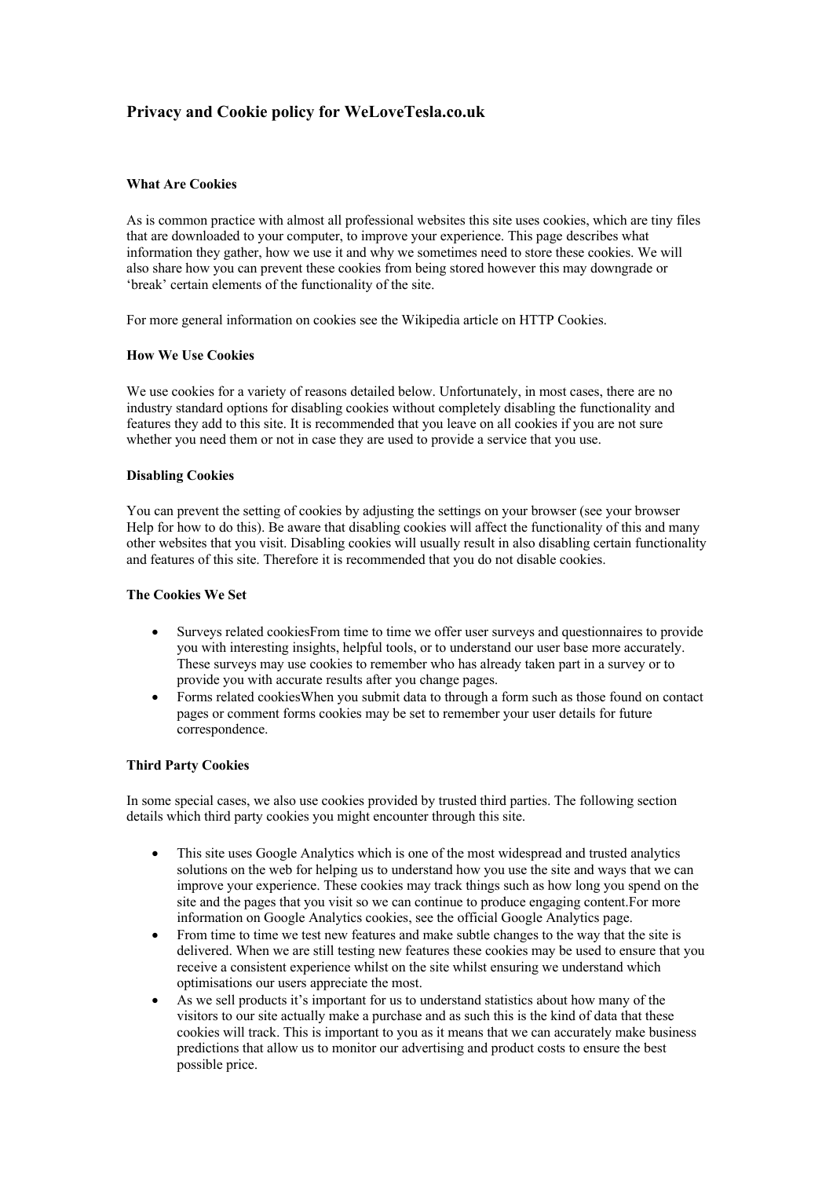# Privacy and Cookie policy for WeLoveTesla.co.uk

### What Are Cookies

As is common practice with almost all professional websites this site uses cookies, which are tiny files that are downloaded to your computer, to improve your experience. This page describes what information they gather, how we use it and why we sometimes need to store these cookies. We will also share how you can prevent these cookies from being stored however this may downgrade or 'break' certain elements of the functionality of the site.

For more general information on cookies see the Wikipedia article on HTTP Cookies.

### How We Use Cookies

We use cookies for a variety of reasons detailed below. Unfortunately, in most cases, there are no industry standard options for disabling cookies without completely disabling the functionality and features they add to this site. It is recommended that you leave on all cookies if you are not sure whether you need them or not in case they are used to provide a service that you use.

### Disabling Cookies

You can prevent the setting of cookies by adjusting the settings on your browser (see your browser Help for how to do this). Be aware that disabling cookies will affect the functionality of this and many other websites that you visit. Disabling cookies will usually result in also disabling certain functionality and features of this site. Therefore it is recommended that you do not disable cookies.

### The Cookies We Set

- Surveys related cookiesFrom time to time we offer user surveys and questionnaires to provide you with interesting insights, helpful tools, or to understand our user base more accurately. These surveys may use cookies to remember who has already taken part in a survey or to provide you with accurate results after you change pages.
- Forms related cookiesWhen you submit data to through a form such as those found on contact pages or comment forms cookies may be set to remember your user details for future correspondence.

### Third Party Cookies

In some special cases, we also use cookies provided by trusted third parties. The following section details which third party cookies you might encounter through this site.

- This site uses Google Analytics which is one of the most widespread and trusted analytics solutions on the web for helping us to understand how you use the site and ways that we can improve your experience. These cookies may track things such as how long you spend on the site and the pages that you visit so we can continue to produce engaging content.For more information on Google Analytics cookies, see the official Google Analytics page.
- From time to time we test new features and make subtle changes to the way that the site is delivered. When we are still testing new features these cookies may be used to ensure that you receive a consistent experience whilst on the site whilst ensuring we understand which optimisations our users appreciate the most.
- As we sell products it's important for us to understand statistics about how many of the visitors to our site actually make a purchase and as such this is the kind of data that these cookies will track. This is important to you as it means that we can accurately make business predictions that allow us to monitor our advertising and product costs to ensure the best possible price.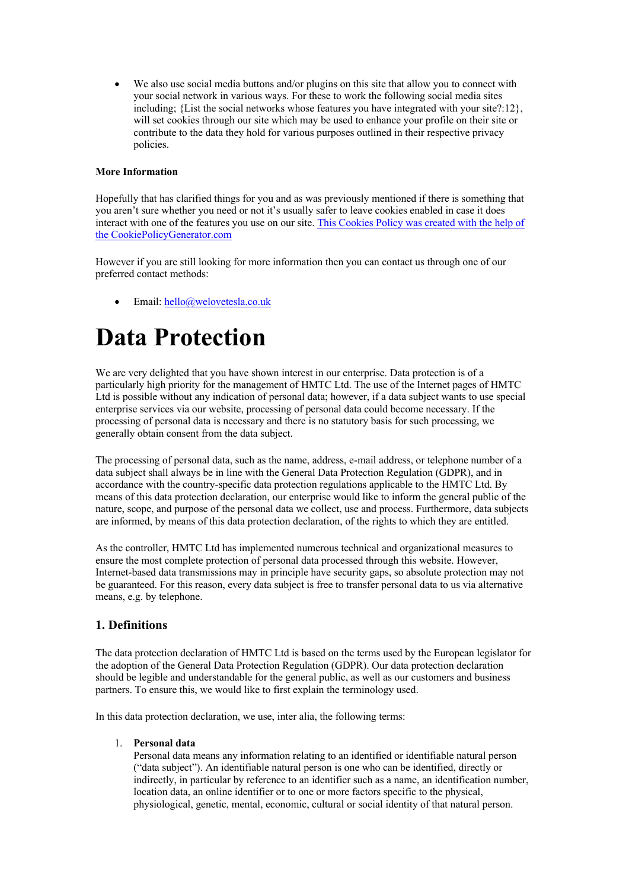- We also use social media buttons and/or plugins on this site that allow you to connect with your social network in various ways. For these to work the following social media sites including; {List the social networks whose features you have integrated with your site?:12}, will set cookies through our site which may be used to enhance your profile on their site or contribute to the data they hold for various purposes outlined in their respective privacy policies.

**More Information**

Hopefully that has clarified things for you and as was previously mentioned if there is something that you aren't sure whether you need or not it's usually safer to leave cookies enabled in case it does interact with one of the features you use on our site. [This Cookies Policy was created with the help of the CookiePolicyGenerator.com]()

However if you are still looking for more information then you can contact us through one of our preferred contact methods:

- Email: [hello@welovetesla.co.uk](mailto:hello@welovetesla.co.uk)

# Data Protection

We are very delighted that you have shown interest in our enterprise. Data protection is of a particularly high priority for the management of HMTC Ltd. The use of the Internet pages of HMTC Ltd is possible without any indication of personal data; however, if a data subject wants to use special enterprise services via our website, processing of personal data could become necessary. If the processing of personal data is necessary and there is no statutory basis for such processing, we generally obtain consent from the data subject.

The processing of personal data, such as the name, address, e-mail address, or telephone number of a data subject shall always be in line with the General Data Protection Regulation (GDPR), and in accordance with the country-specific data protection regulations applicable to the HMTC Ltd. By means of this data protection declaration, our enterprise would like to inform the general public of the nature, scope, and purpose of the personal data we collect, use and process. Furthermore, data subjects are informed, by means of this data protection declaration, of the rights to which they are entitled.

As the controller, HMTC Ltd has implemented numerous technical and organizational measures to ensure the most complete protection of personal data processed through this website. However, Internet-based data transmissions may in principle have security gaps, so absolute protection may not be guaranteed. For this reason, every data subject is free to transfer personal data to us via alternative means, e.g. by telephone.

### 1. Definitions

The data protection declaration of HMTC Ltd is based on the terms used by the European legislator for the adoption of the General Data Protection Regulation (GDPR). Our data protection declaration should be legible and understandable for the general public, as well as our customers and business partners. To ensure this, we would like to first explain the terminology used.

In this data protection declaration, we use, inter alia, the following terms:

1. **Personal data**
   Personal data means any information relating to an identified or identifiable natural person ("data subject"). An identifiable natural person is one who can be identified, directly or indirectly, in particular by reference to an identifier such as a name, an identification number, location data, an online identifier or to one or more factors specific to the physical, physiological, genetic, mental, economic, cultural or social identity of that natural person.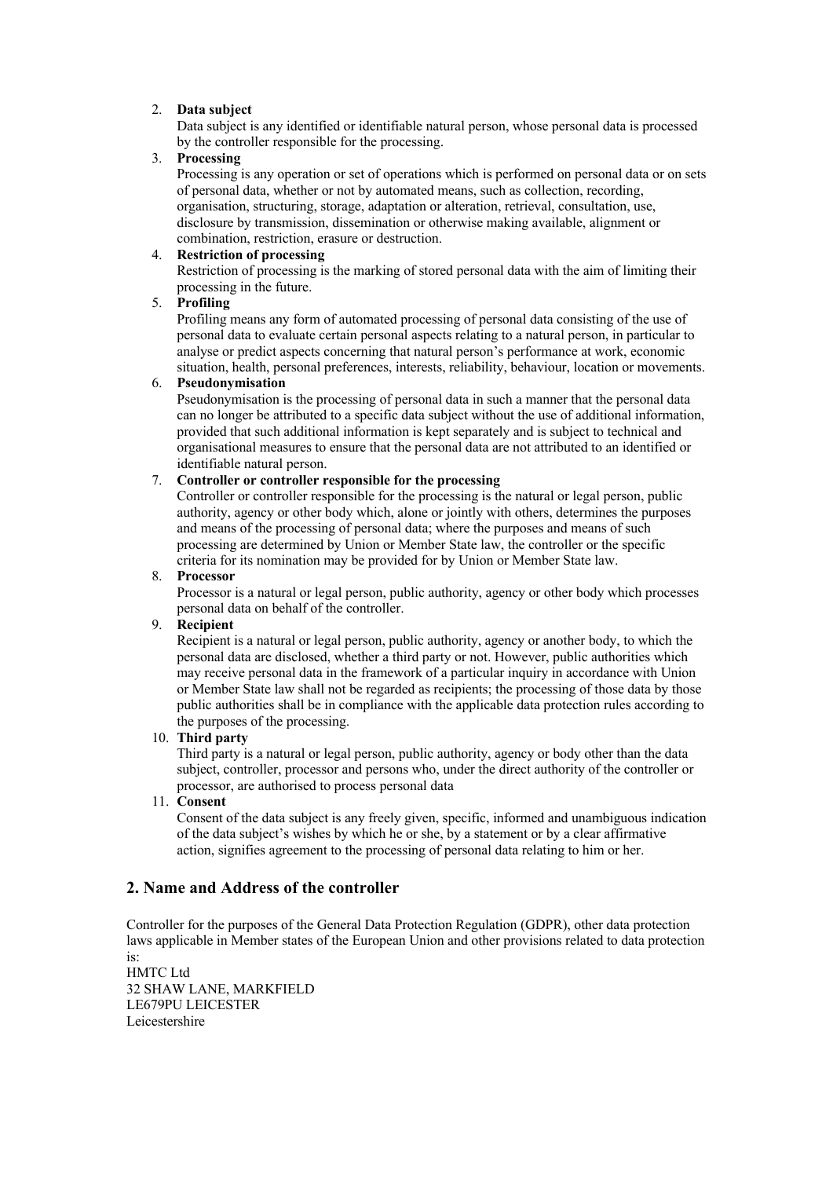2. **Data subject**
   Data subject is any identified or identifiable natural person, whose personal data is processed by the controller responsible for the processing.
3. **Processing**
   Processing is any operation or set of operations which is performed on personal data or on sets of personal data, whether or not by automated means, such as collection, recording, organisation, structuring, storage, adaptation or alteration, retrieval, consultation, use, disclosure by transmission, dissemination or otherwise making available, alignment or combination, restriction, erasure or destruction.
4. **Restriction of processing**
   Restriction of processing is the marking of stored personal data with the aim of limiting their processing in the future.
5. **Profiling**
   Profiling means any form of automated processing of personal data consisting of the use of personal data to evaluate certain personal aspects relating to a natural person, in particular to analyse or predict aspects concerning that natural person's performance at work, economic situation, health, personal preferences, interests, reliability, behaviour, location or movements.
6. **Pseudonymisation**
   Pseudonymisation is the processing of personal data in such a manner that the personal data can no longer be attributed to a specific data subject without the use of additional information, provided that such additional information is kept separately and is subject to technical and organisational measures to ensure that the personal data are not attributed to an identified or identifiable natural person.
7. **Controller or controller responsible for the processing**
   Controller or controller responsible for the processing is the natural or legal person, public authority, agency or other body which, alone or jointly with others, determines the purposes and means of the processing of personal data; where the purposes and means of such processing are determined by Union or Member State law, the controller or the specific criteria for its nomination may be provided for by Union or Member State law.
8. **Processor**
   Processor is a natural or legal person, public authority, agency or other body which processes personal data on behalf of the controller.
9. **Recipient**
   Recipient is a natural or legal person, public authority, agency or another body, to which the personal data are disclosed, whether a third party or not. However, public authorities which may receive personal data in the framework of a particular inquiry in accordance with Union or Member State law shall not be regarded as recipients; the processing of those data by those public authorities shall be in compliance with the applicable data protection rules according to the purposes of the processing.
10. **Third party**
    Third party is a natural or legal person, public authority, agency or body other than the data subject, controller, processor and persons who, under the direct authority of the controller or processor, are authorised to process personal data
11. **Consent**
    Consent of the data subject is any freely given, specific, informed and unambiguous indication of the data subject's wishes by which he or she, by a statement or by a clear affirmative action, signifies agreement to the processing of personal data relating to him or her.

## 2. Name and Address of the controller

Controller for the purposes of the General Data Protection Regulation (GDPR), other data protection laws applicable in Member states of the European Union and other provisions related to data protection is:
HMTC Ltd
32 SHAW LANE, MARKFIELD
LE679PU LEICESTER
Leicestershire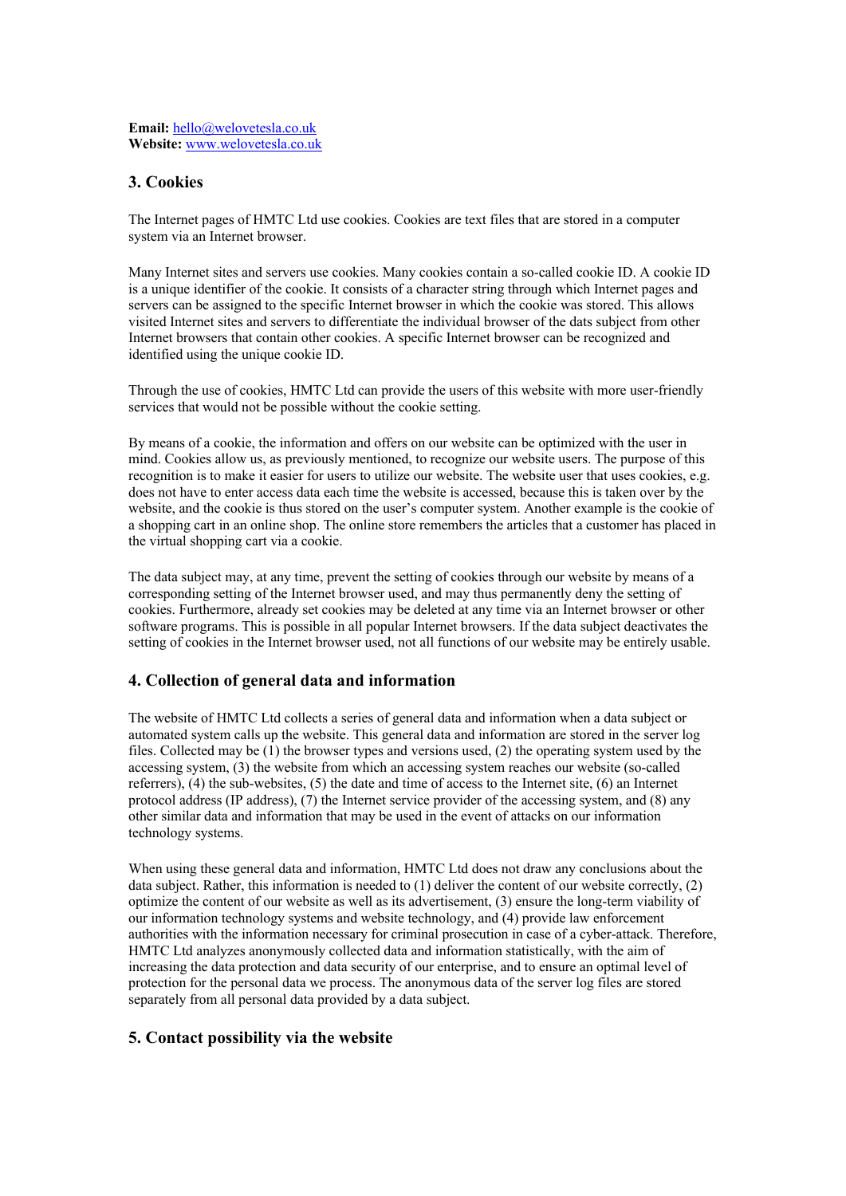**Email:** hello@welovetesla.co.uk
**Website:** www.welovetesla.co.uk

## 3. Cookies

The Internet pages of HMTC Ltd use cookies. Cookies are text files that are stored in a computer system via an Internet browser.

Many Internet sites and servers use cookies. Many cookies contain a so-called cookie ID. A cookie ID is a unique identifier of the cookie. It consists of a character string through which Internet pages and servers can be assigned to the specific Internet browser in which the cookie was stored. This allows visited Internet sites and servers to differentiate the individual browser of the dats subject from other Internet browsers that contain other cookies. A specific Internet browser can be recognized and identified using the unique cookie ID.

Through the use of cookies, HMTC Ltd can provide the users of this website with more user-friendly services that would not be possible without the cookie setting.

By means of a cookie, the information and offers on our website can be optimized with the user in mind. Cookies allow us, as previously mentioned, to recognize our website users. The purpose of this recognition is to make it easier for users to utilize our website. The website user that uses cookies, e.g. does not have to enter access data each time the website is accessed, because this is taken over by the website, and the cookie is thus stored on the user's computer system. Another example is the cookie of a shopping cart in an online shop. The online store remembers the articles that a customer has placed in the virtual shopping cart via a cookie.

The data subject may, at any time, prevent the setting of cookies through our website by means of a corresponding setting of the Internet browser used, and may thus permanently deny the setting of cookies. Furthermore, already set cookies may be deleted at any time via an Internet browser or other software programs. This is possible in all popular Internet browsers. If the data subject deactivates the setting of cookies in the Internet browser used, not all functions of our website may be entirely usable.

## 4. Collection of general data and information

The website of HMTC Ltd collects a series of general data and information when a data subject or automated system calls up the website. This general data and information are stored in the server log files. Collected may be (1) the browser types and versions used, (2) the operating system used by the accessing system, (3) the website from which an accessing system reaches our website (so-called referrers), (4) the sub-websites, (5) the date and time of access to the Internet site, (6) an Internet protocol address (IP address), (7) the Internet service provider of the accessing system, and (8) any other similar data and information that may be used in the event of attacks on our information technology systems.

When using these general data and information, HMTC Ltd does not draw any conclusions about the data subject. Rather, this information is needed to (1) deliver the content of our website correctly, (2) optimize the content of our website as well as its advertisement, (3) ensure the long-term viability of our information technology systems and website technology, and (4) provide law enforcement authorities with the information necessary for criminal prosecution in case of a cyber-attack. Therefore, HMTC Ltd analyzes anonymously collected data and information statistically, with the aim of increasing the data protection and data security of our enterprise, and to ensure an optimal level of protection for the personal data we process. The anonymous data of the server log files are stored separately from all personal data provided by a data subject.

## 5. Contact possibility via the website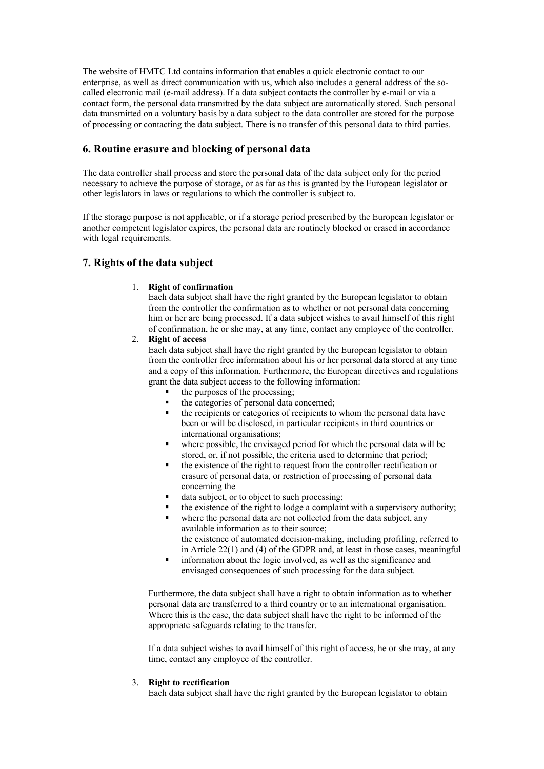The website of HMTC Ltd contains information that enables a quick electronic contact to our enterprise, as well as direct communication with us, which also includes a general address of the so-called electronic mail (e-mail address). If a data subject contacts the controller by e-mail or via a contact form, the personal data transmitted by the data subject are automatically stored. Such personal data transmitted on a voluntary basis by a data subject to the data controller are stored for the purpose of processing or contacting the data subject. There is no transfer of this personal data to third parties.

## 6. Routine erasure and blocking of personal data

The data controller shall process and store the personal data of the data subject only for the period necessary to achieve the purpose of storage, or as far as this is granted by the European legislator or other legislators in laws or regulations to which the controller is subject to.

If the storage purpose is not applicable, or if a storage period prescribed by the European legislator or another competent legislator expires, the personal data are routinely blocked or erased in accordance with legal requirements.

## 7. Rights of the data subject

1. **Right of confirmation**
   Each data subject shall have the right granted by the European legislator to obtain from the controller the confirmation as to whether or not personal data concerning him or her are being processed. If a data subject wishes to avail himself of this right of confirmation, he or she may, at any time, contact any employee of the controller.
2. **Right of access**
   Each data subject shall have the right granted by the European legislator to obtain from the controller free information about his or her personal data stored at any time and a copy of this information. Furthermore, the European directives and regulations grant the data subject access to the following information:
   - the purposes of the processing;
   - the categories of personal data concerned;
   - the recipients or categories of recipients to whom the personal data have been or will be disclosed, in particular recipients in third countries or international organisations;
   - where possible, the envisaged period for which the personal data will be stored, or, if not possible, the criteria used to determine that period;
   - the existence of the right to request from the controller rectification or erasure of personal data, or restriction of processing of personal data concerning the
   - data subject, or to object to such processing;
   - the existence of the right to lodge a complaint with a supervisory authority;
   - where the personal data are not collected from the data subject, any available information as to their source;
     the existence of automated decision-making, including profiling, referred to in Article 22(1) and (4) of the GDPR and, at least in those cases, meaningful
   - information about the logic involved, as well as the significance and envisaged consequences of such processing for the data subject.

   Furthermore, the data subject shall have a right to obtain information as to whether personal data are transferred to a third country or to an international organisation. Where this is the case, the data subject shall have the right to be informed of the appropriate safeguards relating to the transfer.

   If a data subject wishes to avail himself of this right of access, he or she may, at any time, contact any employee of the controller.

3. **Right to rectification**
   Each data subject shall have the right granted by the European legislator to obtain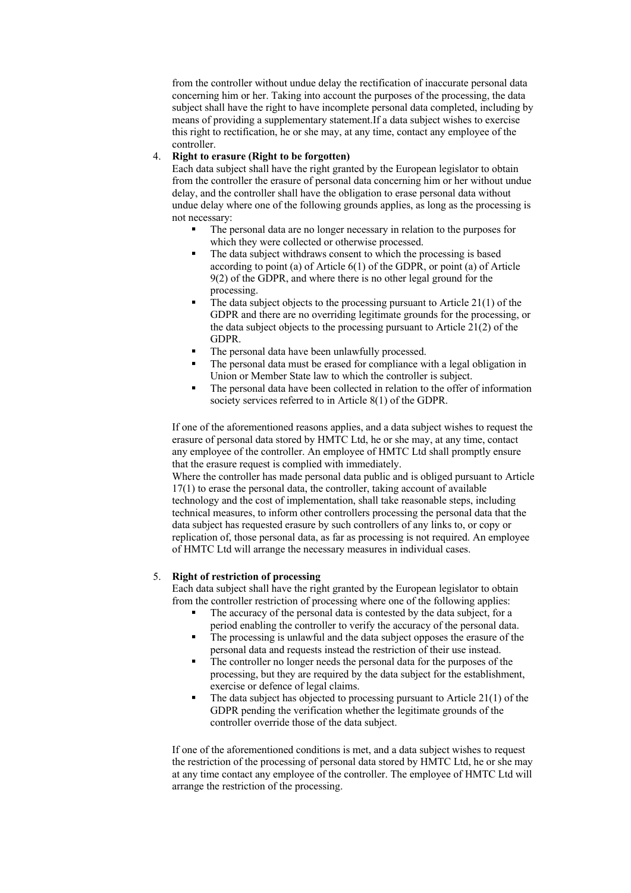from the controller without undue delay the rectification of inaccurate personal data concerning him or her. Taking into account the purposes of the processing, the data subject shall have the right to have incomplete personal data completed, including by means of providing a supplementary statement.If a data subject wishes to exercise this right to rectification, he or she may, at any time, contact any employee of the controller.

4. **Right to erasure (Right to be forgotten)**
   Each data subject shall have the right granted by the European legislator to obtain from the controller the erasure of personal data concerning him or her without undue delay, and the controller shall have the obligation to erase personal data without undue delay where one of the following grounds applies, as long as the processing is not necessary:
   - The personal data are no longer necessary in relation to the purposes for which they were collected or otherwise processed.
   - The data subject withdraws consent to which the processing is based according to point (a) of Article 6(1) of the GDPR, or point (a) of Article 9(2) of the GDPR, and where there is no other legal ground for the processing.
   - The data subject objects to the processing pursuant to Article 21(1) of the GDPR and there are no overriding legitimate grounds for the processing, or the data subject objects to the processing pursuant to Article 21(2) of the GDPR.
   - The personal data have been unlawfully processed.
   - The personal data must be erased for compliance with a legal obligation in Union or Member State law to which the controller is subject.
   - The personal data have been collected in relation to the offer of information society services referred to in Article 8(1) of the GDPR.

   If one of the aforementioned reasons applies, and a data subject wishes to request the erasure of personal data stored by HMTC Ltd, he or she may, at any time, contact any employee of the controller. An employee of HMTC Ltd shall promptly ensure that the erasure request is complied with immediately.
   Where the controller has made personal data public and is obliged pursuant to Article 17(1) to erase the personal data, the controller, taking account of available technology and the cost of implementation, shall take reasonable steps, including technical measures, to inform other controllers processing the personal data that the data subject has requested erasure by such controllers of any links to, or copy or replication of, those personal data, as far as processing is not required. An employee of HMTC Ltd will arrange the necessary measures in individual cases.

5. **Right of restriction of processing**
   Each data subject shall have the right granted by the European legislator to obtain from the controller restriction of processing where one of the following applies:
   - The accuracy of the personal data is contested by the data subject, for a period enabling the controller to verify the accuracy of the personal data.
   - The processing is unlawful and the data subject opposes the erasure of the personal data and requests instead the restriction of their use instead.
   - The controller no longer needs the personal data for the purposes of the processing, but they are required by the data subject for the establishment, exercise or defence of legal claims.
   - The data subject has objected to processing pursuant to Article 21(1) of the GDPR pending the verification whether the legitimate grounds of the controller override those of the data subject.

   If one of the aforementioned conditions is met, and a data subject wishes to request the restriction of the processing of personal data stored by HMTC Ltd, he or she may at any time contact any employee of the controller. The employee of HMTC Ltd will arrange the restriction of the processing.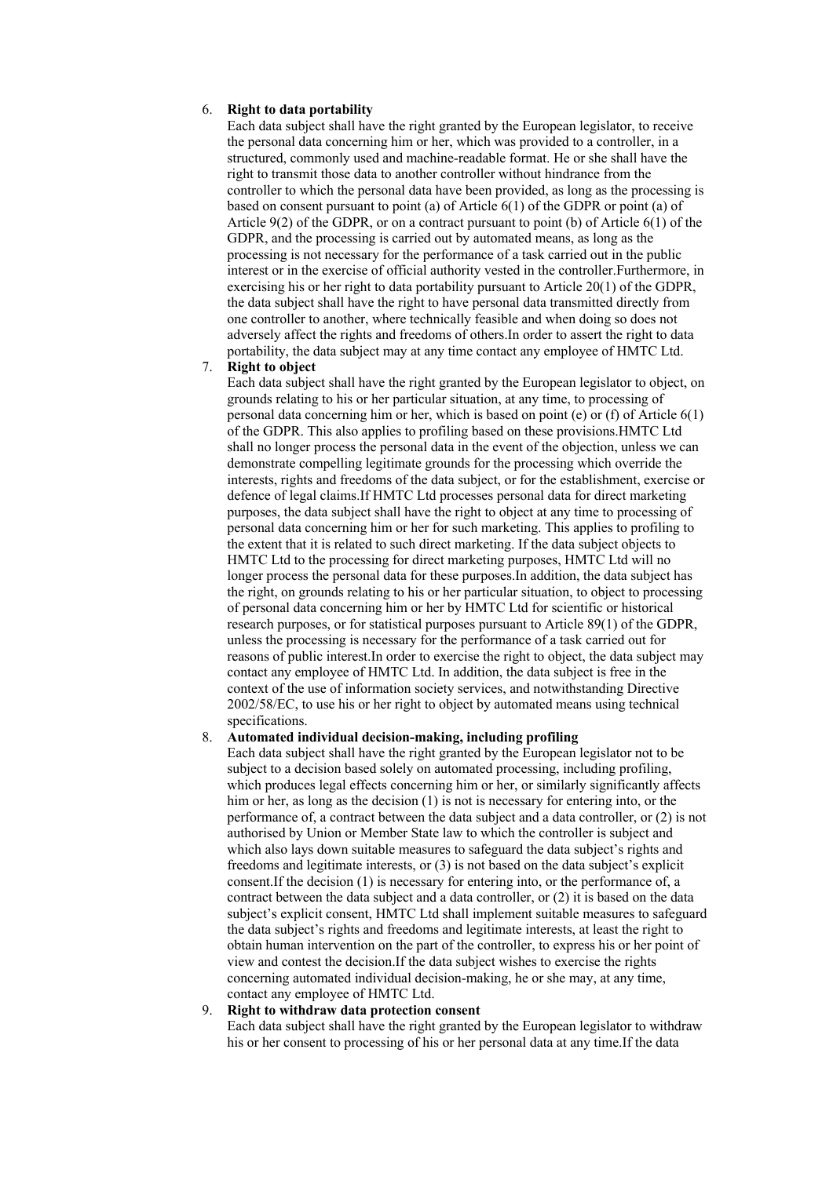6. **Right to data portability**
   Each data subject shall have the right granted by the European legislator, to receive the personal data concerning him or her, which was provided to a controller, in a structured, commonly used and machine-readable format. He or she shall have the right to transmit those data to another controller without hindrance from the controller to which the personal data have been provided, as long as the processing is based on consent pursuant to point (a) of Article 6(1) of the GDPR or point (a) of Article 9(2) of the GDPR, or on a contract pursuant to point (b) of Article 6(1) of the GDPR, and the processing is carried out by automated means, as long as the processing is not necessary for the performance of a task carried out in the public interest or in the exercise of official authority vested in the controller.Furthermore, in exercising his or her right to data portability pursuant to Article 20(1) of the GDPR, the data subject shall have the right to have personal data transmitted directly from one controller to another, where technically feasible and when doing so does not adversely affect the rights and freedoms of others.In order to assert the right to data portability, the data subject may at any time contact any employee of HMTC Ltd.
7. **Right to object**
   Each data subject shall have the right granted by the European legislator to object, on grounds relating to his or her particular situation, at any time, to processing of personal data concerning him or her, which is based on point (e) or (f) of Article 6(1) of the GDPR. This also applies to profiling based on these provisions.HMTC Ltd shall no longer process the personal data in the event of the objection, unless we can demonstrate compelling legitimate grounds for the processing which override the interests, rights and freedoms of the data subject, or for the establishment, exercise or defence of legal claims.If HMTC Ltd processes personal data for direct marketing purposes, the data subject shall have the right to object at any time to processing of personal data concerning him or her for such marketing. This applies to profiling to the extent that it is related to such direct marketing. If the data subject objects to HMTC Ltd to the processing for direct marketing purposes, HMTC Ltd will no longer process the personal data for these purposes.In addition, the data subject has the right, on grounds relating to his or her particular situation, to object to processing of personal data concerning him or her by HMTC Ltd for scientific or historical research purposes, or for statistical purposes pursuant to Article 89(1) of the GDPR, unless the processing is necessary for the performance of a task carried out for reasons of public interest.In order to exercise the right to object, the data subject may contact any employee of HMTC Ltd. In addition, the data subject is free in the context of the use of information society services, and notwithstanding Directive 2002/58/EC, to use his or her right to object by automated means using technical specifications.
8. **Automated individual decision-making, including profiling**
   Each data subject shall have the right granted by the European legislator not to be subject to a decision based solely on automated processing, including profiling, which produces legal effects concerning him or her, or similarly significantly affects him or her, as long as the decision (1) is not is necessary for entering into, or the performance of, a contract between the data subject and a data controller, or (2) is not authorised by Union or Member State law to which the controller is subject and which also lays down suitable measures to safeguard the data subject's rights and freedoms and legitimate interests, or (3) is not based on the data subject's explicit consent.If the decision (1) is necessary for entering into, or the performance of, a contract between the data subject and a data controller, or (2) it is based on the data subject's explicit consent, HMTC Ltd shall implement suitable measures to safeguard the data subject's rights and freedoms and legitimate interests, at least the right to obtain human intervention on the part of the controller, to express his or her point of view and contest the decision.If the data subject wishes to exercise the rights concerning automated individual decision-making, he or she may, at any time, contact any employee of HMTC Ltd.
9. **Right to withdraw data protection consent**
   Each data subject shall have the right granted by the European legislator to withdraw his or her consent to processing of his or her personal data at any time.If the data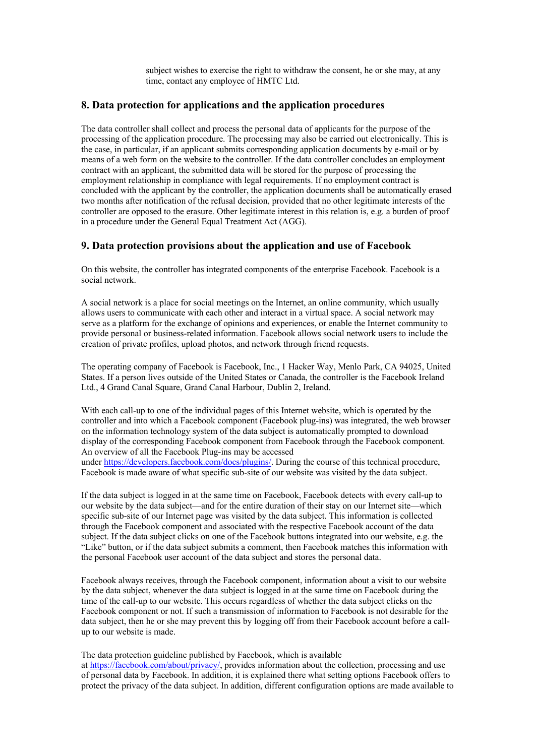subject wishes to exercise the right to withdraw the consent, he or she may, at any time, contact any employee of HMTC Ltd.

## 8. Data protection for applications and the application procedures

The data controller shall collect and process the personal data of applicants for the purpose of the processing of the application procedure. The processing may also be carried out electronically. This is the case, in particular, if an applicant submits corresponding application documents by e-mail or by means of a web form on the website to the controller. If the data controller concludes an employment contract with an applicant, the submitted data will be stored for the purpose of processing the employment relationship in compliance with legal requirements. If no employment contract is concluded with the applicant by the controller, the application documents shall be automatically erased two months after notification of the refusal decision, provided that no other legitimate interests of the controller are opposed to the erasure. Other legitimate interest in this relation is, e.g. a burden of proof in a procedure under the General Equal Treatment Act (AGG).

## 9. Data protection provisions about the application and use of Facebook

On this website, the controller has integrated components of the enterprise Facebook. Facebook is a social network.

A social network is a place for social meetings on the Internet, an online community, which usually allows users to communicate with each other and interact in a virtual space. A social network may serve as a platform for the exchange of opinions and experiences, or enable the Internet community to provide personal or business-related information. Facebook allows social network users to include the creation of private profiles, upload photos, and network through friend requests.

The operating company of Facebook is Facebook, Inc., 1 Hacker Way, Menlo Park, CA 94025, United States. If a person lives outside of the United States or Canada, the controller is the Facebook Ireland Ltd., 4 Grand Canal Square, Grand Canal Harbour, Dublin 2, Ireland.

With each call-up to one of the individual pages of this Internet website, which is operated by the controller and into which a Facebook component (Facebook plug-ins) was integrated, the web browser on the information technology system of the data subject is automatically prompted to download display of the corresponding Facebook component from Facebook through the Facebook component. An overview of all the Facebook Plug-ins may be accessed under https://developers.facebook.com/docs/plugins/. During the course of this technical procedure, Facebook is made aware of what specific sub-site of our website was visited by the data subject.

If the data subject is logged in at the same time on Facebook, Facebook detects with every call-up to our website by the data subject—and for the entire duration of their stay on our Internet site—which specific sub-site of our Internet page was visited by the data subject. This information is collected through the Facebook component and associated with the respective Facebook account of the data subject. If the data subject clicks on one of the Facebook buttons integrated into our website, e.g. the "Like" button, or if the data subject submits a comment, then Facebook matches this information with the personal Facebook user account of the data subject and stores the personal data.

Facebook always receives, through the Facebook component, information about a visit to our website by the data subject, whenever the data subject is logged in at the same time on Facebook during the time of the call-up to our website. This occurs regardless of whether the data subject clicks on the Facebook component or not. If such a transmission of information to Facebook is not desirable for the data subject, then he or she may prevent this by logging off from their Facebook account before a call-up to our website is made.

The data protection guideline published by Facebook, which is available at https://facebook.com/about/privacy/, provides information about the collection, processing and use of personal data by Facebook. In addition, it is explained there what setting options Facebook offers to protect the privacy of the data subject. In addition, different configuration options are made available to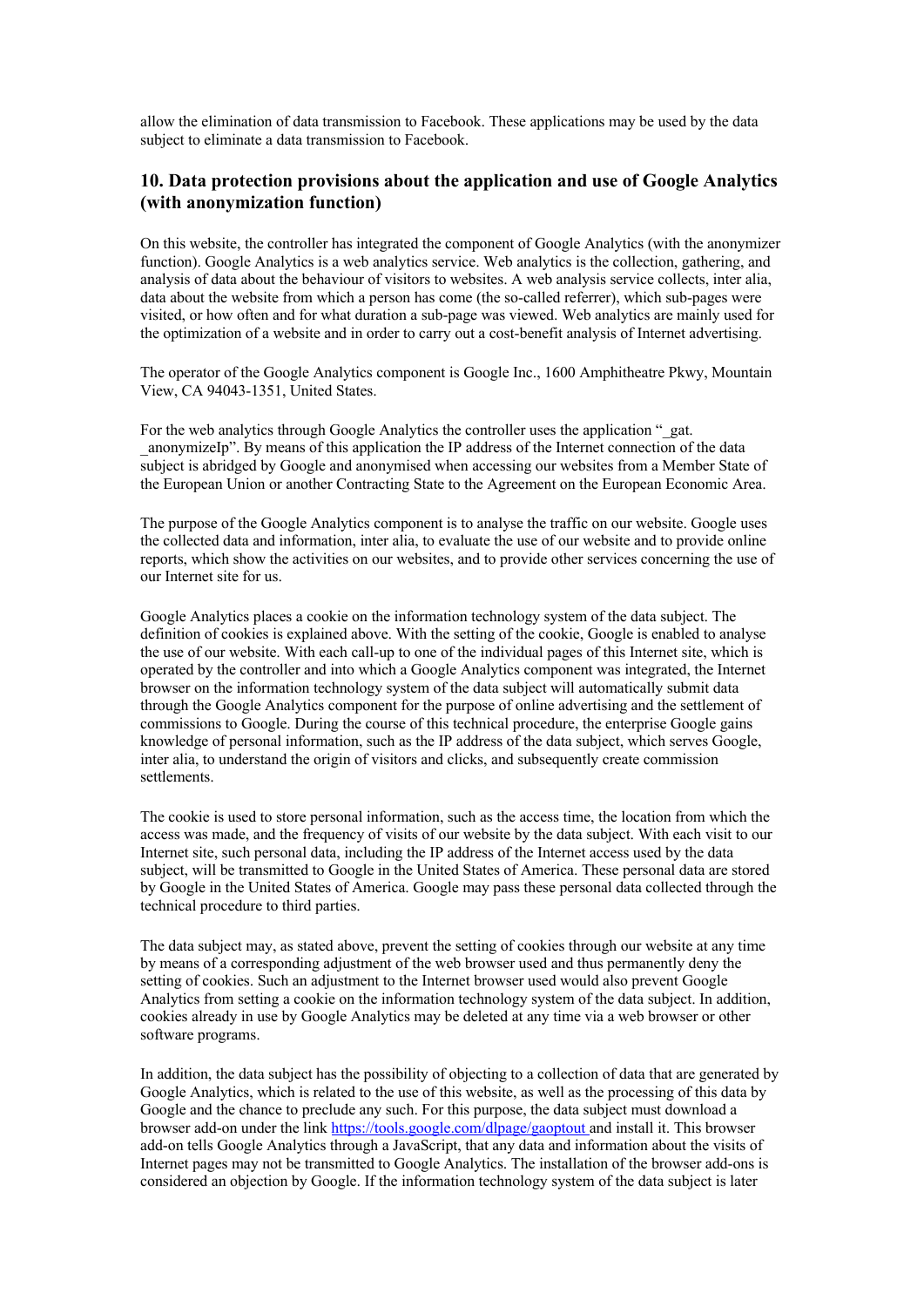allow the elimination of data transmission to Facebook. These applications may be used by the data subject to eliminate a data transmission to Facebook.

## 10. Data protection provisions about the application and use of Google Analytics (with anonymization function)

On this website, the controller has integrated the component of Google Analytics (with the anonymizer function). Google Analytics is a web analytics service. Web analytics is the collection, gathering, and analysis of data about the behaviour of visitors to websites. A web analysis service collects, inter alia, data about the website from which a person has come (the so-called referrer), which sub-pages were visited, or how often and for what duration a sub-page was viewed. Web analytics are mainly used for the optimization of a website and in order to carry out a cost-benefit analysis of Internet advertising.

The operator of the Google Analytics component is Google Inc., 1600 Amphitheatre Pkwy, Mountain View, CA 94043-1351, United States.

For the web analytics through Google Analytics the controller uses the application "_gat. _anonymizeIp". By means of this application the IP address of the Internet connection of the data subject is abridged by Google and anonymised when accessing our websites from a Member State of the European Union or another Contracting State to the Agreement on the European Economic Area.

The purpose of the Google Analytics component is to analyse the traffic on our website. Google uses the collected data and information, inter alia, to evaluate the use of our website and to provide online reports, which show the activities on our websites, and to provide other services concerning the use of our Internet site for us.

Google Analytics places a cookie on the information technology system of the data subject. The definition of cookies is explained above. With the setting of the cookie, Google is enabled to analyse the use of our website. With each call-up to one of the individual pages of this Internet site, which is operated by the controller and into which a Google Analytics component was integrated, the Internet browser on the information technology system of the data subject will automatically submit data through the Google Analytics component for the purpose of online advertising and the settlement of commissions to Google. During the course of this technical procedure, the enterprise Google gains knowledge of personal information, such as the IP address of the data subject, which serves Google, inter alia, to understand the origin of visitors and clicks, and subsequently create commission settlements.

The cookie is used to store personal information, such as the access time, the location from which the access was made, and the frequency of visits of our website by the data subject. With each visit to our Internet site, such personal data, including the IP address of the Internet access used by the data subject, will be transmitted to Google in the United States of America. These personal data are stored by Google in the United States of America. Google may pass these personal data collected through the technical procedure to third parties.

The data subject may, as stated above, prevent the setting of cookies through our website at any time by means of a corresponding adjustment of the web browser used and thus permanently deny the setting of cookies. Such an adjustment to the Internet browser used would also prevent Google Analytics from setting a cookie on the information technology system of the data subject. In addition, cookies already in use by Google Analytics may be deleted at any time via a web browser or other software programs.

In addition, the data subject has the possibility of objecting to a collection of data that are generated by Google Analytics, which is related to the use of this website, as well as the processing of this data by Google and the chance to preclude any such. For this purpose, the data subject must download a browser add-on under the link https://tools.google.com/dlpage/gaoptout and install it. This browser add-on tells Google Analytics through a JavaScript, that any data and information about the visits of Internet pages may not be transmitted to Google Analytics. The installation of the browser add-ons is considered an objection by Google. If the information technology system of the data subject is later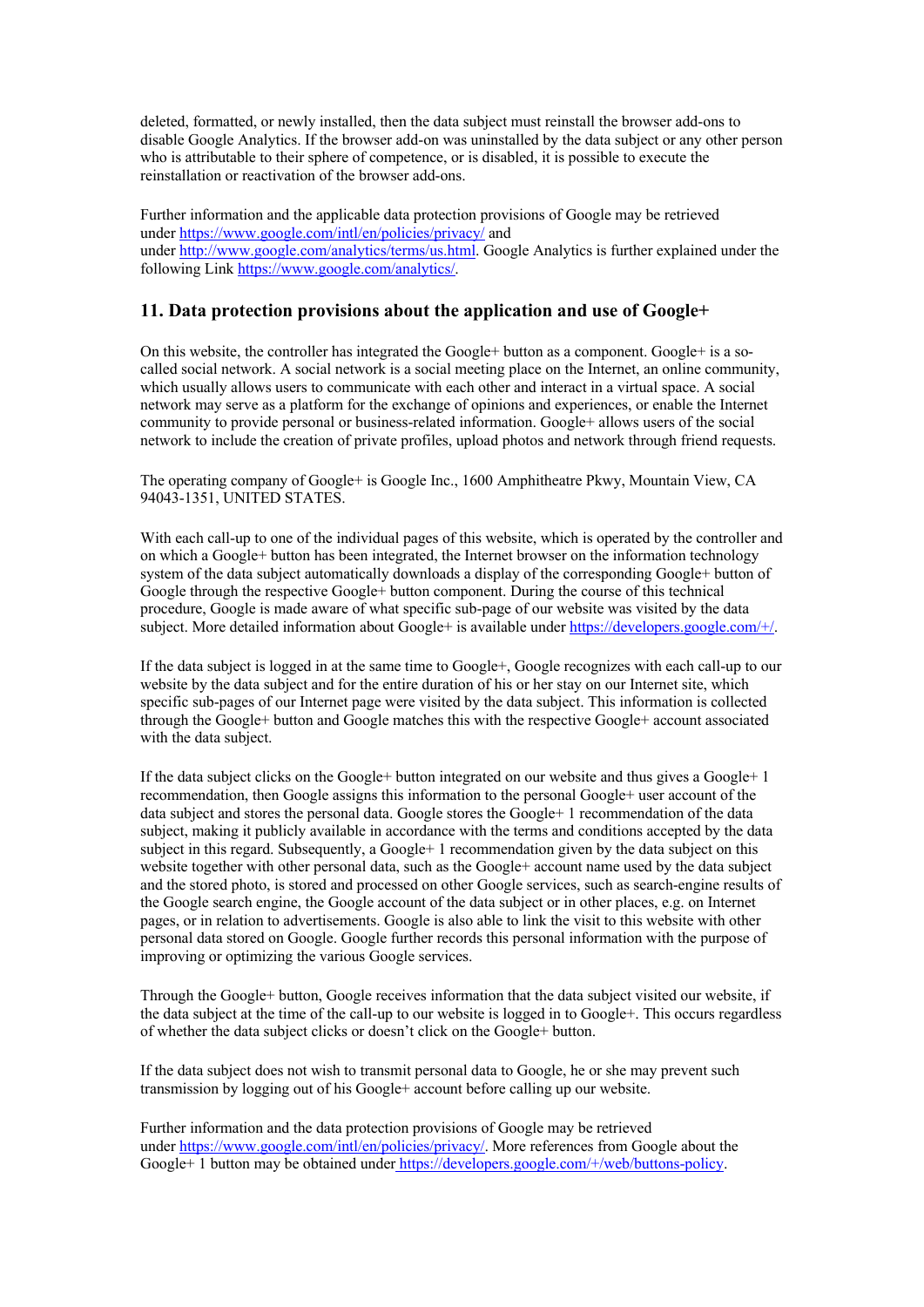deleted, formatted, or newly installed, then the data subject must reinstall the browser add-ons to disable Google Analytics. If the browser add-on was uninstalled by the data subject or any other person who is attributable to their sphere of competence, or is disabled, it is possible to execute the reinstallation or reactivation of the browser add-ons.

Further information and the applicable data protection provisions of Google may be retrieved under https://www.google.com/intl/en/policies/privacy/ and under http://www.google.com/analytics/terms/us.html. Google Analytics is further explained under the following Link https://www.google.com/analytics/.

## 11. Data protection provisions about the application and use of Google+

On this website, the controller has integrated the Google+ button as a component. Google+ is a so-called social network. A social network is a social meeting place on the Internet, an online community, which usually allows users to communicate with each other and interact in a virtual space. A social network may serve as a platform for the exchange of opinions and experiences, or enable the Internet community to provide personal or business-related information. Google+ allows users of the social network to include the creation of private profiles, upload photos and network through friend requests.

The operating company of Google+ is Google Inc., 1600 Amphitheatre Pkwy, Mountain View, CA 94043-1351, UNITED STATES.

With each call-up to one of the individual pages of this website, which is operated by the controller and on which a Google+ button has been integrated, the Internet browser on the information technology system of the data subject automatically downloads a display of the corresponding Google+ button of Google through the respective Google+ button component. During the course of this technical procedure, Google is made aware of what specific sub-page of our website was visited by the data subject. More detailed information about Google+ is available under https://developers.google.com/+/.

If the data subject is logged in at the same time to Google+, Google recognizes with each call-up to our website by the data subject and for the entire duration of his or her stay on our Internet site, which specific sub-pages of our Internet page were visited by the data subject. This information is collected through the Google+ button and Google matches this with the respective Google+ account associated with the data subject.

If the data subject clicks on the Google+ button integrated on our website and thus gives a Google+ 1 recommendation, then Google assigns this information to the personal Google+ user account of the data subject and stores the personal data. Google stores the Google+ 1 recommendation of the data subject, making it publicly available in accordance with the terms and conditions accepted by the data subject in this regard. Subsequently, a Google+ 1 recommendation given by the data subject on this website together with other personal data, such as the Google+ account name used by the data subject and the stored photo, is stored and processed on other Google services, such as search-engine results of the Google search engine, the Google account of the data subject or in other places, e.g. on Internet pages, or in relation to advertisements. Google is also able to link the visit to this website with other personal data stored on Google. Google further records this personal information with the purpose of improving or optimizing the various Google services.

Through the Google+ button, Google receives information that the data subject visited our website, if the data subject at the time of the call-up to our website is logged in to Google+. This occurs regardless of whether the data subject clicks or doesn't click on the Google+ button.

If the data subject does not wish to transmit personal data to Google, he or she may prevent such transmission by logging out of his Google+ account before calling up our website.

Further information and the data protection provisions of Google may be retrieved under https://www.google.com/intl/en/policies/privacy/. More references from Google about the Google+ 1 button may be obtained under https://developers.google.com/+/web/buttons-policy.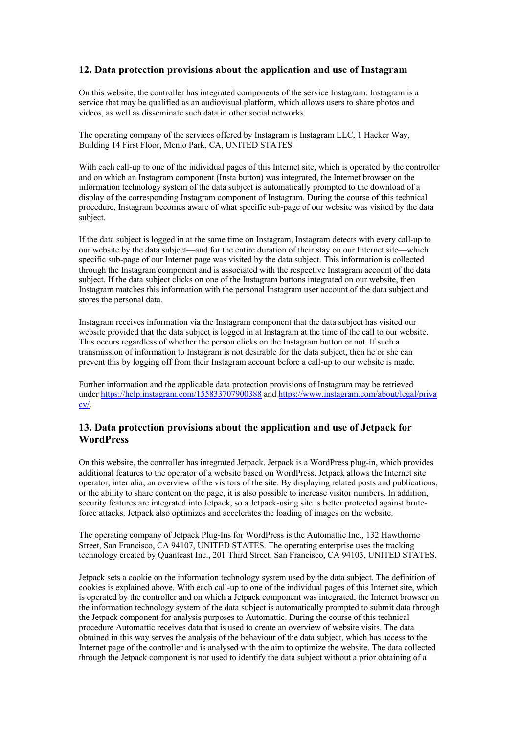## 12. Data protection provisions about the application and use of Instagram

On this website, the controller has integrated components of the service Instagram. Instagram is a service that may be qualified as an audiovisual platform, which allows users to share photos and videos, as well as disseminate such data in other social networks.

The operating company of the services offered by Instagram is Instagram LLC, 1 Hacker Way, Building 14 First Floor, Menlo Park, CA, UNITED STATES.

With each call-up to one of the individual pages of this Internet site, which is operated by the controller and on which an Instagram component (Insta button) was integrated, the Internet browser on the information technology system of the data subject is automatically prompted to the download of a display of the corresponding Instagram component of Instagram. During the course of this technical procedure, Instagram becomes aware of what specific sub-page of our website was visited by the data subject.

If the data subject is logged in at the same time on Instagram, Instagram detects with every call-up to our website by the data subject—and for the entire duration of their stay on our Internet site—which specific sub-page of our Internet page was visited by the data subject. This information is collected through the Instagram component and is associated with the respective Instagram account of the data subject. If the data subject clicks on one of the Instagram buttons integrated on our website, then Instagram matches this information with the personal Instagram user account of the data subject and stores the personal data.

Instagram receives information via the Instagram component that the data subject has visited our website provided that the data subject is logged in at Instagram at the time of the call to our website. This occurs regardless of whether the person clicks on the Instagram button or not. If such a transmission of information to Instagram is not desirable for the data subject, then he or she can prevent this by logging off from their Instagram account before a call-up to our website is made.

Further information and the applicable data protection provisions of Instagram may be retrieved under [https://help.instagram.com/155833707900388](https://help.instagram.com/155833707900388) and [https://www.instagram.com/about/legal/privacy/](https://www.instagram.com/about/legal/privacy/).

## 13. Data protection provisions about the application and use of Jetpack for WordPress

On this website, the controller has integrated Jetpack. Jetpack is a WordPress plug-in, which provides additional features to the operator of a website based on WordPress. Jetpack allows the Internet site operator, inter alia, an overview of the visitors of the site. By displaying related posts and publications, or the ability to share content on the page, it is also possible to increase visitor numbers. In addition, security features are integrated into Jetpack, so a Jetpack-using site is better protected against brute-force attacks. Jetpack also optimizes and accelerates the loading of images on the website.

The operating company of Jetpack Plug-Ins for WordPress is the Automattic Inc., 132 Hawthorne Street, San Francisco, CA 94107, UNITED STATES. The operating enterprise uses the tracking technology created by Quantcast Inc., 201 Third Street, San Francisco, CA 94103, UNITED STATES.

Jetpack sets a cookie on the information technology system used by the data subject. The definition of cookies is explained above. With each call-up to one of the individual pages of this Internet site, which is operated by the controller and on which a Jetpack component was integrated, the Internet browser on the information technology system of the data subject is automatically prompted to submit data through the Jetpack component for analysis purposes to Automattic. During the course of this technical procedure Automattic receives data that is used to create an overview of website visits. The data obtained in this way serves the analysis of the behaviour of the data subject, which has access to the Internet page of the controller and is analysed with the aim to optimize the website. The data collected through the Jetpack component is not used to identify the data subject without a prior obtaining of a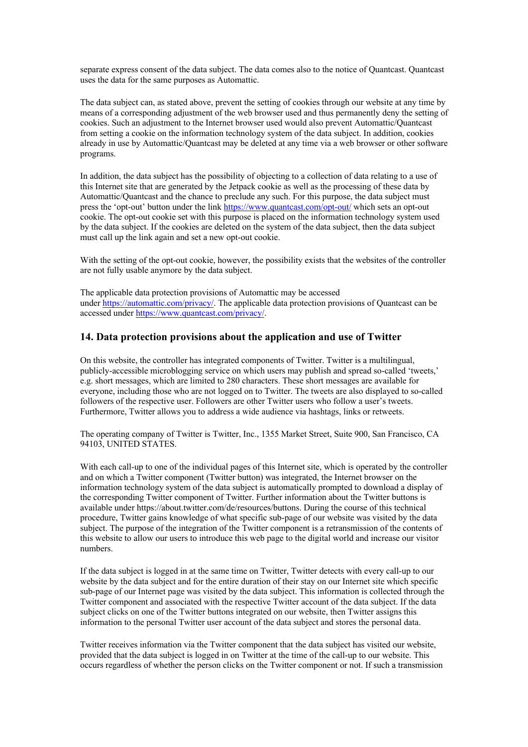separate express consent of the data subject. The data comes also to the notice of Quantcast. Quantcast uses the data for the same purposes as Automattic.

The data subject can, as stated above, prevent the setting of cookies through our website at any time by means of a corresponding adjustment of the web browser used and thus permanently deny the setting of cookies. Such an adjustment to the Internet browser used would also prevent Automattic/Quantcast from setting a cookie on the information technology system of the data subject. In addition, cookies already in use by Automattic/Quantcast may be deleted at any time via a web browser or other software programs.

In addition, the data subject has the possibility of objecting to a collection of data relating to a use of this Internet site that are generated by the Jetpack cookie as well as the processing of these data by Automattic/Quantcast and the chance to preclude any such. For this purpose, the data subject must press the 'opt-out' button under the link [https://www.quantcast.com/opt-out/](https://www.quantcast.com/opt-out/) which sets an opt-out cookie. The opt-out cookie set with this purpose is placed on the information technology system used by the data subject. If the cookies are deleted on the system of the data subject, then the data subject must call up the link again and set a new opt-out cookie.

With the setting of the opt-out cookie, however, the possibility exists that the websites of the controller are not fully usable anymore by the data subject.

The applicable data protection provisions of Automattic may be accessed under [https://automattic.com/privacy/](https://automattic.com/privacy/). The applicable data protection provisions of Quantcast can be accessed under [https://www.quantcast.com/privacy/](https://www.quantcast.com/privacy/).

## 14. Data protection provisions about the application and use of Twitter

On this website, the controller has integrated components of Twitter. Twitter is a multilingual, publicly-accessible microblogging service on which users may publish and spread so-called 'tweets,' e.g. short messages, which are limited to 280 characters. These short messages are available for everyone, including those who are not logged on to Twitter. The tweets are also displayed to so-called followers of the respective user. Followers are other Twitter users who follow a user's tweets. Furthermore, Twitter allows you to address a wide audience via hashtags, links or retweets.

The operating company of Twitter is Twitter, Inc., 1355 Market Street, Suite 900, San Francisco, CA 94103, UNITED STATES.

With each call-up to one of the individual pages of this Internet site, which is operated by the controller and on which a Twitter component (Twitter button) was integrated, the Internet browser on the information technology system of the data subject is automatically prompted to download a display of the corresponding Twitter component of Twitter. Further information about the Twitter buttons is available under https://about.twitter.com/de/resources/buttons. During the course of this technical procedure, Twitter gains knowledge of what specific sub-page of our website was visited by the data subject. The purpose of the integration of the Twitter component is a retransmission of the contents of this website to allow our users to introduce this web page to the digital world and increase our visitor numbers.

If the data subject is logged in at the same time on Twitter, Twitter detects with every call-up to our website by the data subject and for the entire duration of their stay on our Internet site which specific sub-page of our Internet page was visited by the data subject. This information is collected through the Twitter component and associated with the respective Twitter account of the data subject. If the data subject clicks on one of the Twitter buttons integrated on our website, then Twitter assigns this information to the personal Twitter user account of the data subject and stores the personal data.

Twitter receives information via the Twitter component that the data subject has visited our website, provided that the data subject is logged in on Twitter at the time of the call-up to our website. This occurs regardless of whether the person clicks on the Twitter component or not. If such a transmission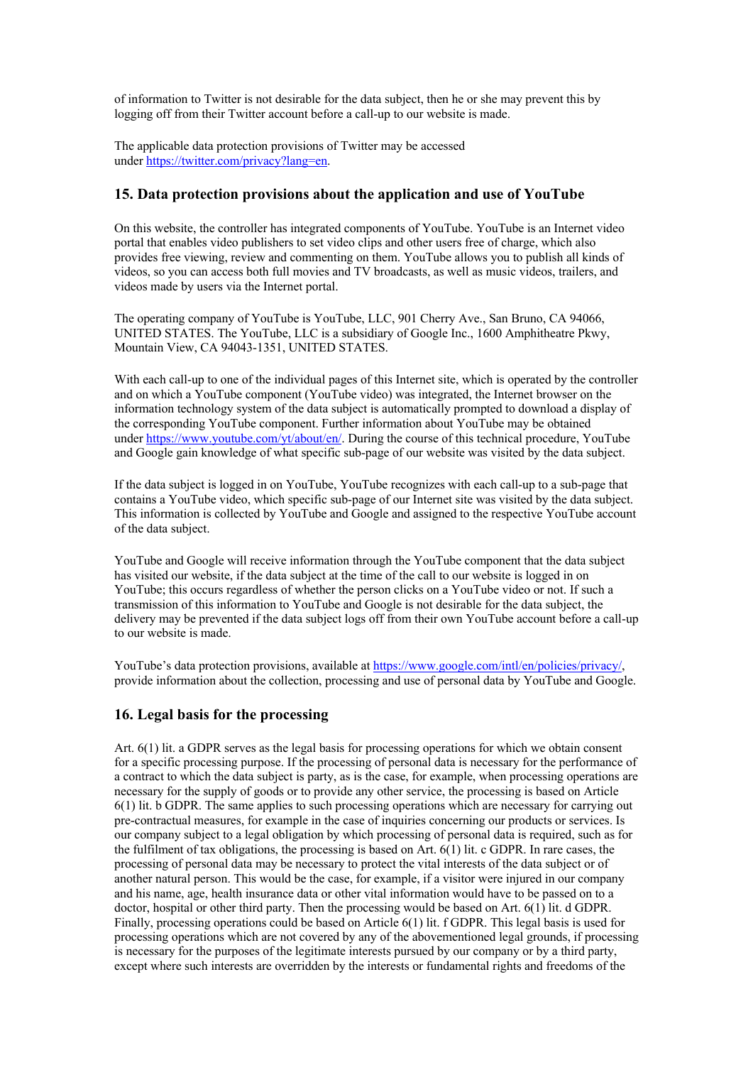of information to Twitter is not desirable for the data subject, then he or she may prevent this by logging off from their Twitter account before a call-up to our website is made.

The applicable data protection provisions of Twitter may be accessed under https://twitter.com/privacy?lang=en.

### 15. Data protection provisions about the application and use of YouTube

On this website, the controller has integrated components of YouTube. YouTube is an Internet video portal that enables video publishers to set video clips and other users free of charge, which also provides free viewing, review and commenting on them. YouTube allows you to publish all kinds of videos, so you can access both full movies and TV broadcasts, as well as music videos, trailers, and videos made by users via the Internet portal.

The operating company of YouTube is YouTube, LLC, 901 Cherry Ave., San Bruno, CA 94066, UNITED STATES. The YouTube, LLC is a subsidiary of Google Inc., 1600 Amphitheatre Pkwy, Mountain View, CA 94043-1351, UNITED STATES.

With each call-up to one of the individual pages of this Internet site, which is operated by the controller and on which a YouTube component (YouTube video) was integrated, the Internet browser on the information technology system of the data subject is automatically prompted to download a display of the corresponding YouTube component. Further information about YouTube may be obtained under https://www.youtube.com/yt/about/en/. During the course of this technical procedure, YouTube and Google gain knowledge of what specific sub-page of our website was visited by the data subject.

If the data subject is logged in on YouTube, YouTube recognizes with each call-up to a sub-page that contains a YouTube video, which specific sub-page of our Internet site was visited by the data subject. This information is collected by YouTube and Google and assigned to the respective YouTube account of the data subject.

YouTube and Google will receive information through the YouTube component that the data subject has visited our website, if the data subject at the time of the call to our website is logged in on YouTube; this occurs regardless of whether the person clicks on a YouTube video or not. If such a transmission of this information to YouTube and Google is not desirable for the data subject, the delivery may be prevented if the data subject logs off from their own YouTube account before a call-up to our website is made.

YouTube's data protection provisions, available at https://www.google.com/intl/en/policies/privacy/, provide information about the collection, processing and use of personal data by YouTube and Google.

### 16. Legal basis for the processing

Art. 6(1) lit. a GDPR serves as the legal basis for processing operations for which we obtain consent for a specific processing purpose. If the processing of personal data is necessary for the performance of a contract to which the data subject is party, as is the case, for example, when processing operations are necessary for the supply of goods or to provide any other service, the processing is based on Article 6(1) lit. b GDPR. The same applies to such processing operations which are necessary for carrying out pre-contractual measures, for example in the case of inquiries concerning our products or services. Is our company subject to a legal obligation by which processing of personal data is required, such as for the fulfilment of tax obligations, the processing is based on Art. 6(1) lit. c GDPR. In rare cases, the processing of personal data may be necessary to protect the vital interests of the data subject or of another natural person. This would be the case, for example, if a visitor were injured in our company and his name, age, health insurance data or other vital information would have to be passed on to a doctor, hospital or other third party. Then the processing would be based on Art. 6(1) lit. d GDPR. Finally, processing operations could be based on Article 6(1) lit. f GDPR. This legal basis is used for processing operations which are not covered by any of the abovementioned legal grounds, if processing is necessary for the purposes of the legitimate interests pursued by our company or by a third party, except where such interests are overridden by the interests or fundamental rights and freedoms of the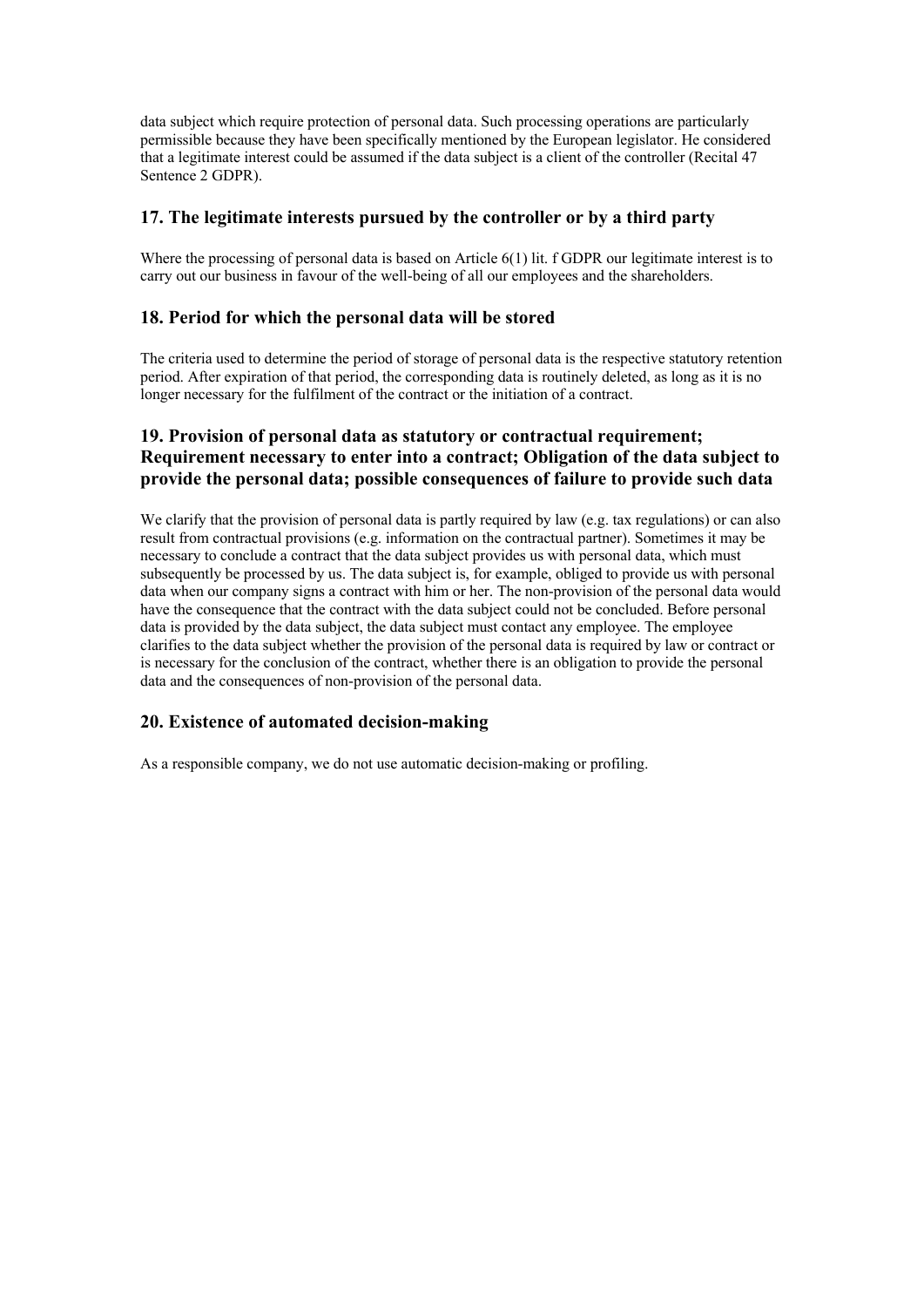data subject which require protection of personal data. Such processing operations are particularly permissible because they have been specifically mentioned by the European legislator. He considered that a legitimate interest could be assumed if the data subject is a client of the controller (Recital 47 Sentence 2 GDPR).

### 17. The legitimate interests pursued by the controller or by a third party

Where the processing of personal data is based on Article 6(1) lit. f GDPR our legitimate interest is to carry out our business in favour of the well-being of all our employees and the shareholders.

### 18. Period for which the personal data will be stored

The criteria used to determine the period of storage of personal data is the respective statutory retention period. After expiration of that period, the corresponding data is routinely deleted, as long as it is no longer necessary for the fulfilment of the contract or the initiation of a contract.

### 19. Provision of personal data as statutory or contractual requirement; Requirement necessary to enter into a contract; Obligation of the data subject to provide the personal data; possible consequences of failure to provide such data

We clarify that the provision of personal data is partly required by law (e.g. tax regulations) or can also result from contractual provisions (e.g. information on the contractual partner). Sometimes it may be necessary to conclude a contract that the data subject provides us with personal data, which must subsequently be processed by us. The data subject is, for example, obliged to provide us with personal data when our company signs a contract with him or her. The non-provision of the personal data would have the consequence that the contract with the data subject could not be concluded. Before personal data is provided by the data subject, the data subject must contact any employee. The employee clarifies to the data subject whether the provision of the personal data is required by law or contract or is necessary for the conclusion of the contract, whether there is an obligation to provide the personal data and the consequences of non-provision of the personal data.

### 20. Existence of automated decision-making

As a responsible company, we do not use automatic decision-making or profiling.